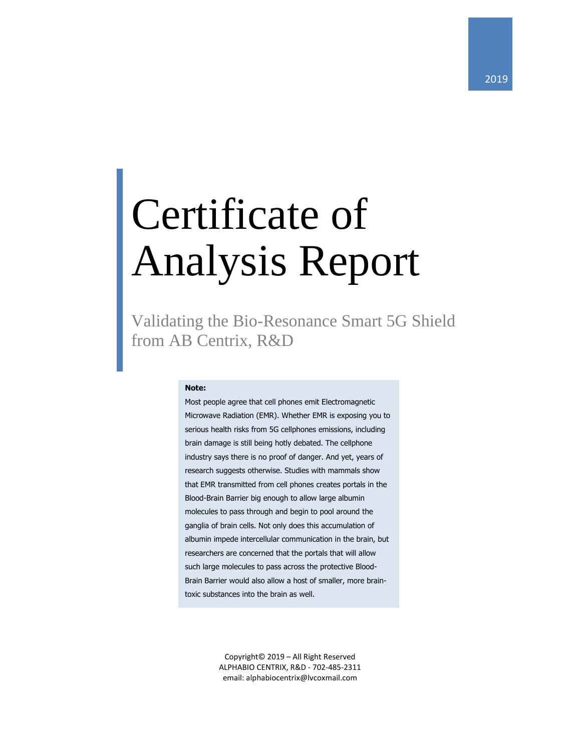2019

# Certificate of Analysis Report

## Validating the Bio-Resonance Smart 5G Shield from AB Centrix, R&D

**Note:**

Most people agree that cell phones emit Electromagnetic Microwave Radiation (EMR). Whether EMR is exposing you to serious health risks from 5G cellphones emissions, including brain damage is still being hotly debated. The cellphone industry says there is no proof of danger. And yet, years of research suggests otherwise. Studies with mammals show that EMR transmitted from cell phones creates portals in the Blood-Brain Barrier big enough to allow large albumin molecules to pass through and begin to pool around the ganglia of brain cells. Not only does this accumulation of albumin impede intercellular communication in the brain, but researchers are concerned that the portals that will allow such large molecules to pass across the protective Blood-Brain Barrier would also allow a host of smaller, more brain-toxic substances into the brain as well.

Copyright© 2019 – All Right Reserved
ALPHABIO CENTRIX, R&D - 702-485-2311
email: alphabiocentrix@lvcoxmail.com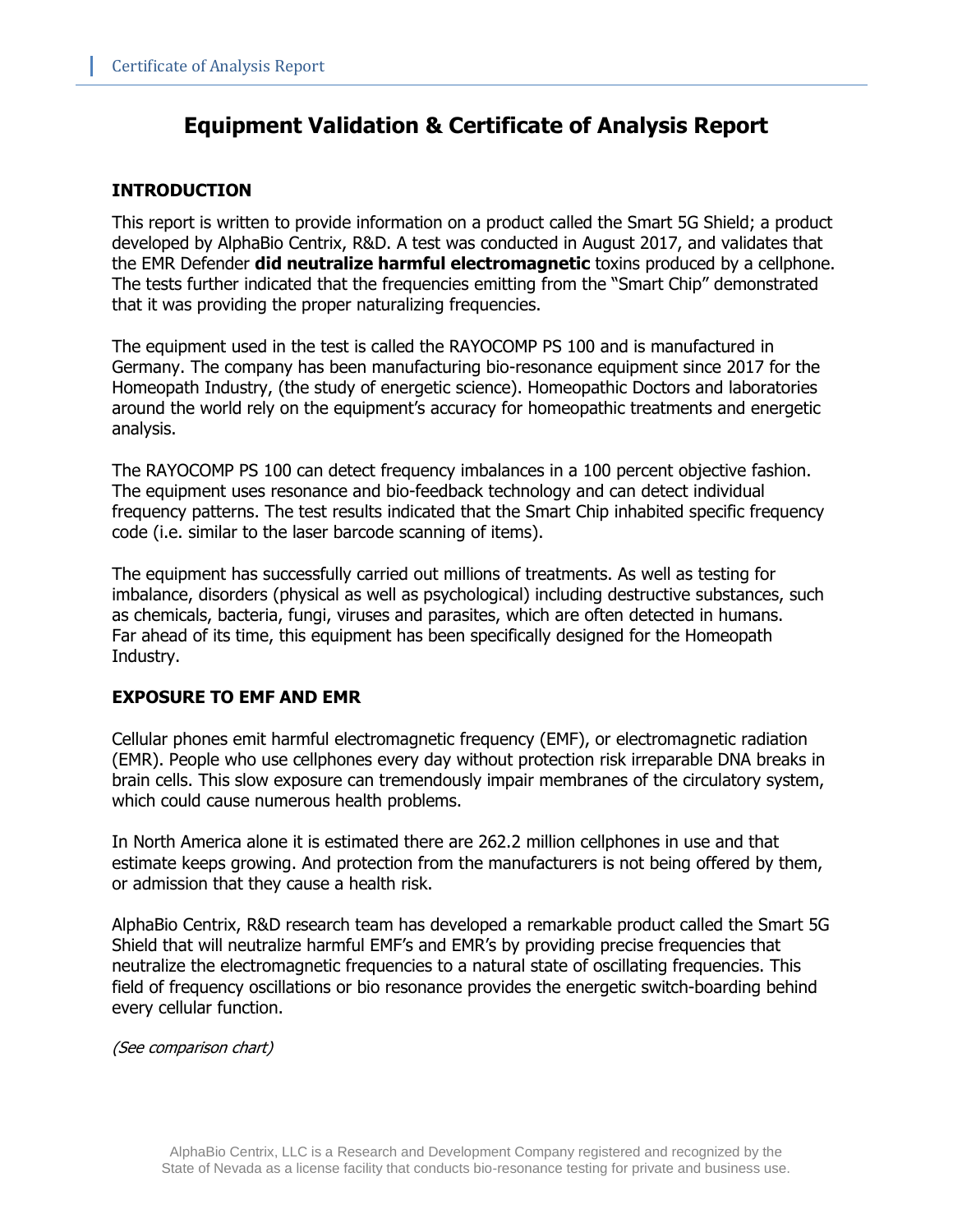# Equipment Validation & Certificate of Analysis Report

## INTRODUCTION

This report is written to provide information on a product called the Smart 5G Shield; a product developed by AlphaBio Centrix, R&D. A test was conducted in August 2017, and validates that the EMR Defender **did neutralize harmful electromagnetic** toxins produced by a cellphone. The tests further indicated that the frequencies emitting from the "Smart Chip" demonstrated that it was providing the proper naturalizing frequencies.

The equipment used in the test is called the RAYOCOMP PS 100 and is manufactured in Germany. The company has been manufacturing bio-resonance equipment since 2017 for the Homeopath Industry, (the study of energetic science). Homeopathic Doctors and laboratories around the world rely on the equipment's accuracy for homeopathic treatments and energetic analysis.

The RAYOCOMP PS 100 can detect frequency imbalances in a 100 percent objective fashion. The equipment uses resonance and bio-feedback technology and can detect individual frequency patterns. The test results indicated that the Smart Chip inhabited specific frequency code (i.e. similar to the laser barcode scanning of items).

The equipment has successfully carried out millions of treatments. As well as testing for imbalance, disorders (physical as well as psychological) including destructive substances, such as chemicals, bacteria, fungi, viruses and parasites, which are often detected in humans. Far ahead of its time, this equipment has been specifically designed for the Homeopath Industry.

## EXPOSURE TO EMF AND EMR

Cellular phones emit harmful electromagnetic frequency (EMF), or electromagnetic radiation (EMR). People who use cellphones every day without protection risk irreparable DNA breaks in brain cells. This slow exposure can tremendously impair membranes of the circulatory system, which could cause numerous health problems.

In North America alone it is estimated there are 262.2 million cellphones in use and that estimate keeps growing. And protection from the manufacturers is not being offered by them, or admission that they cause a health risk.

AlphaBio Centrix, R&D research team has developed a remarkable product called the Smart 5G Shield that will neutralize harmful EMF's and EMR's by providing precise frequencies that neutralize the electromagnetic frequencies to a natural state of oscillating frequencies. This field of frequency oscillations or bio resonance provides the energetic switch-boarding behind every cellular function.

*(See comparison chart)*

AlphaBio Centrix, LLC is a Research and Development Company registered and recognized by the State of Nevada as a license facility that conducts bio-resonance testing for private and business use.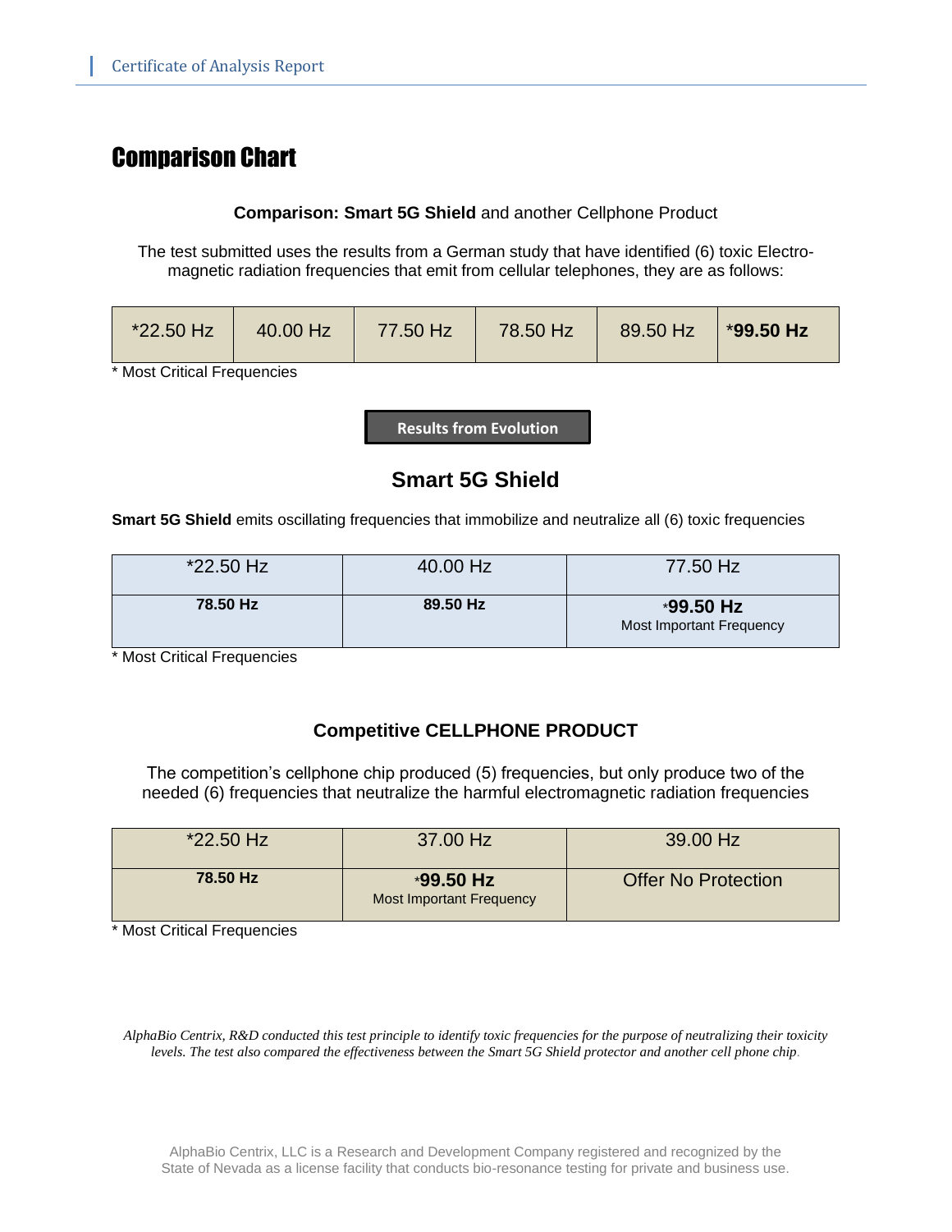## Comparison Chart

**Comparison: Smart 5G Shield** and another Cellphone Product

The test submitted uses the results from a German study that have identified (6) toxic Electro-magnetic radiation frequencies that emit from cellular telephones, they are as follows:

| *22.50 Hz | 40.00 Hz | 77.50 Hz | 78.50 Hz | 89.50 Hz | ***99.50 Hz** |
|---|---|---|---|---|---|

\* Most Critical Frequencies

**Results from Evolution**

### Smart 5G Shield

**Smart 5G Shield** emits oscillating frequencies that immobilize and neutralize all (6) toxic frequencies

| *22.50 Hz | 40.00 Hz | 77.50 Hz |
|---|---|---|
| **78.50 Hz** | **89.50 Hz** | ***99.50 Hz** Most Important Frequency |

\* Most Critical Frequencies

### Competitive CELLPHONE PRODUCT

The competition's cellphone chip produced (5) frequencies, but only produce two of the needed (6) frequencies that neutralize the harmful electromagnetic radiation frequencies

| *22.50 Hz | 37.00 Hz | 39.00 Hz |
|---|---|---|
| **78.50 Hz** | ***99.50 Hz** Most Important Frequency | Offer No Protection |

\* Most Critical Frequencies

*AlphaBio Centrix, R&D conducted this test principle to identify toxic frequencies for the purpose of neutralizing their toxicity levels. The test also compared the effectiveness between the Smart 5G Shield protector and another cell phone chip.*

AlphaBio Centrix, LLC is a Research and Development Company registered and recognized by the State of Nevada as a license facility that conducts bio-resonance testing for private and business use.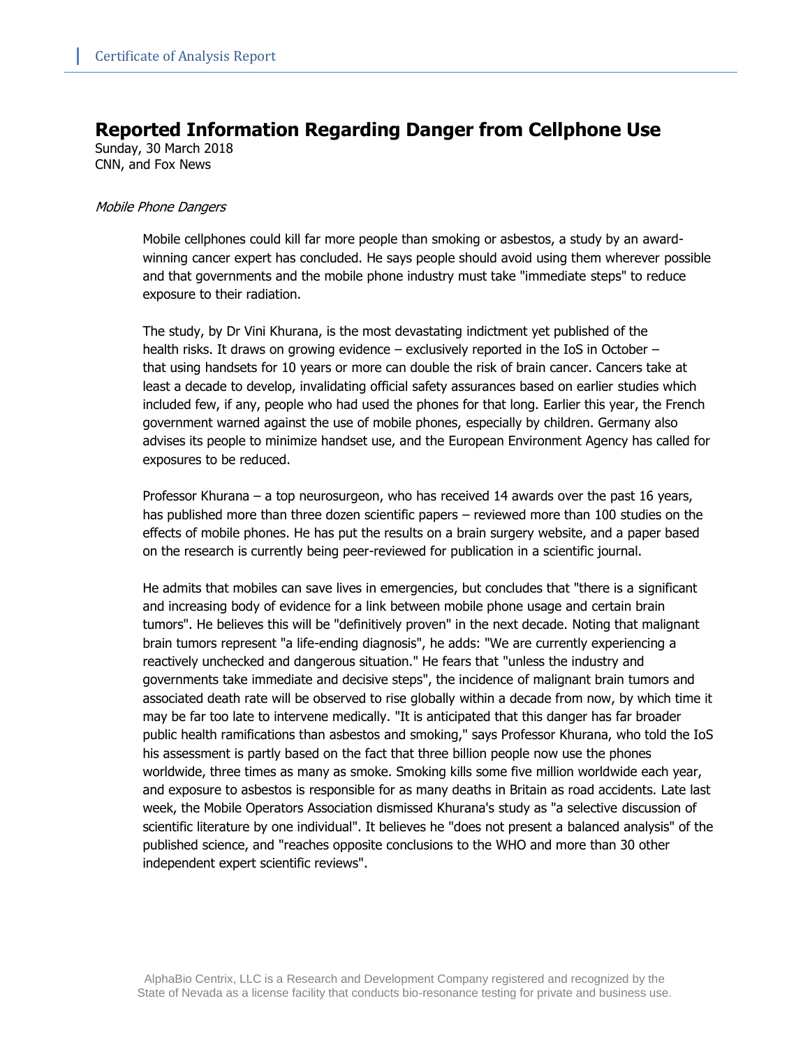# Reported Information Regarding Danger from Cellphone Use

Sunday, 30 March 2018
CNN, and Fox News

*Mobile Phone Dangers*

Mobile cellphones could kill far more people than smoking or asbestos, a study by an award-winning cancer expert has concluded. He says people should avoid using them wherever possible and that governments and the mobile phone industry must take "immediate steps" to reduce exposure to their radiation.

The study, by Dr Vini Khurana, is the most devastating indictment yet published of the health risks. It draws on growing evidence – exclusively reported in the IoS in October – that using handsets for 10 years or more can double the risk of brain cancer. Cancers take at least a decade to develop, invalidating official safety assurances based on earlier studies which included few, if any, people who had used the phones for that long. Earlier this year, the French government warned against the use of mobile phones, especially by children. Germany also advises its people to minimize handset use, and the European Environment Agency has called for exposures to be reduced.

Professor Khurana – a top neurosurgeon, who has received 14 awards over the past 16 years, has published more than three dozen scientific papers – reviewed more than 100 studies on the effects of mobile phones. He has put the results on a brain surgery website, and a paper based on the research is currently being peer-reviewed for publication in a scientific journal.

He admits that mobiles can save lives in emergencies, but concludes that "there is a significant and increasing body of evidence for a link between mobile phone usage and certain brain tumors". He believes this will be "definitively proven" in the next decade. Noting that malignant brain tumors represent "a life-ending diagnosis", he adds: "We are currently experiencing a reactively unchecked and dangerous situation." He fears that "unless the industry and governments take immediate and decisive steps", the incidence of malignant brain tumors and associated death rate will be observed to rise globally within a decade from now, by which time it may be far too late to intervene medically. "It is anticipated that this danger has far broader public health ramifications than asbestos and smoking," says Professor Khurana, who told the IoS his assessment is partly based on the fact that three billion people now use the phones worldwide, three times as many as smoke. Smoking kills some five million worldwide each year, and exposure to asbestos is responsible for as many deaths in Britain as road accidents. Late last week, the Mobile Operators Association dismissed Khurana's study as "a selective discussion of scientific literature by one individual". It believes he "does not present a balanced analysis" of the published science, and "reaches opposite conclusions to the WHO and more than 30 other independent expert scientific reviews".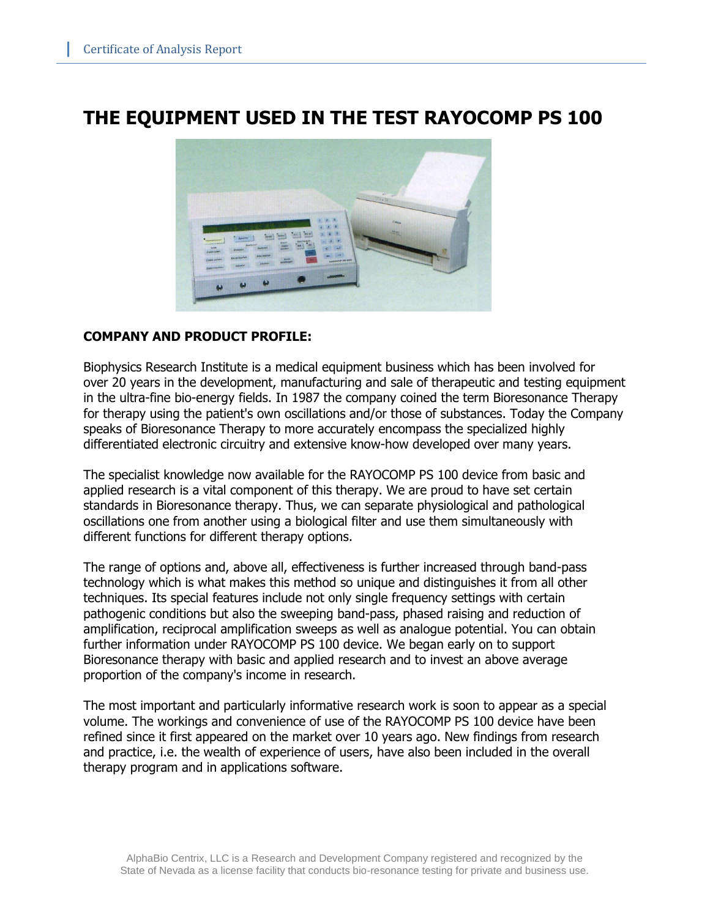# THE EQUIPMENT USED IN THE TEST RAYOCOMP PS 100

**COMPANY AND PRODUCT PROFILE:**

Biophysics Research Institute is a medical equipment business which has been involved for over 20 years in the development, manufacturing and sale of therapeutic and testing equipment in the ultra-fine bio-energy fields. In 1987 the company coined the term Bioresonance Therapy for therapy using the patient's own oscillations and/or those of substances. Today the Company speaks of Bioresonance Therapy to more accurately encompass the specialized highly differentiated electronic circuitry and extensive know-how developed over many years.

The specialist knowledge now available for the RAYOCOMP PS 100 device from basic and applied research is a vital component of this therapy. We are proud to have set certain standards in Bioresonance therapy. Thus, we can separate physiological and pathological oscillations one from another using a biological filter and use them simultaneously with different functions for different therapy options.

The range of options and, above all, effectiveness is further increased through band-pass technology which is what makes this method so unique and distinguishes it from all other techniques. Its special features include not only single frequency settings with certain pathogenic conditions but also the sweeping band-pass, phased raising and reduction of amplification, reciprocal amplification sweeps as well as analogue potential. You can obtain further information under RAYOCOMP PS 100 device. We began early on to support Bioresonance therapy with basic and applied research and to invest an above average proportion of the company's income in research.

The most important and particularly informative research work is soon to appear as a special volume. The workings and convenience of use of the RAYOCOMP PS 100 device have been refined since it first appeared on the market over 10 years ago. New findings from research and practice, i.e. the wealth of experience of users, have also been included in the overall therapy program and in applications software.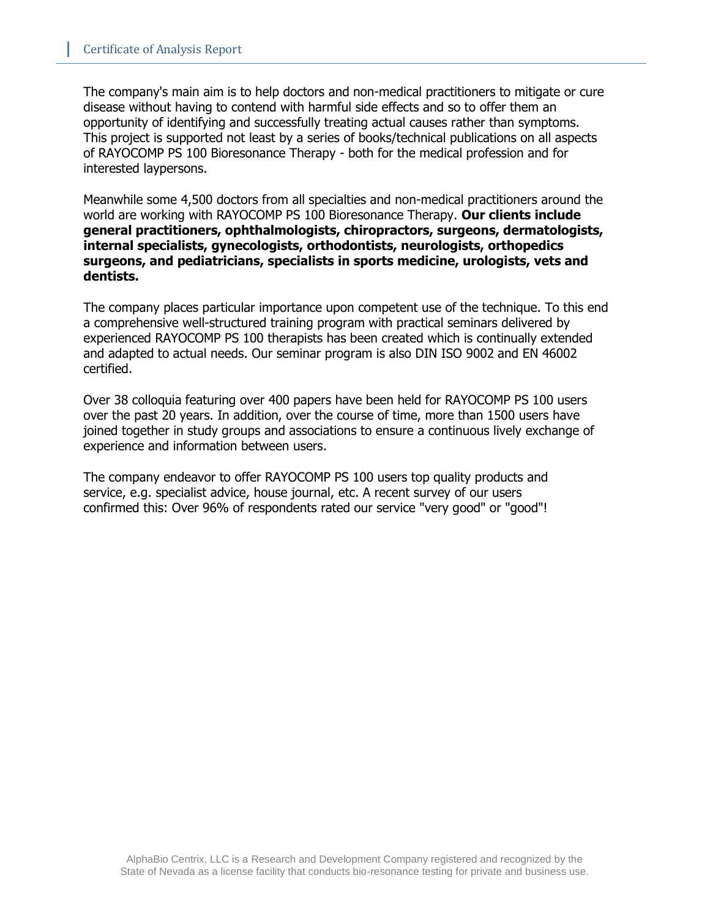The company's main aim is to help doctors and non-medical practitioners to mitigate or cure disease without having to contend with harmful side effects and so to offer them an opportunity of identifying and successfully treating actual causes rather than symptoms. This project is supported not least by a series of books/technical publications on all aspects of RAYOCOMP PS 100 Bioresonance Therapy - both for the medical profession and for interested laypersons.

Meanwhile some 4,500 doctors from all specialties and non-medical practitioners around the world are working with RAYOCOMP PS 100 Bioresonance Therapy. **Our clients include general practitioners, ophthalmologists, chiropractors, surgeons, dermatologists, internal specialists, gynecologists, orthodontists, neurologists, orthopedics surgeons, and pediatricians, specialists in sports medicine, urologists, vets and dentists.**

The company places particular importance upon competent use of the technique. To this end a comprehensive well-structured training program with practical seminars delivered by experienced RAYOCOMP PS 100 therapists has been created which is continually extended and adapted to actual needs. Our seminar program is also DIN ISO 9002 and EN 46002 certified.

Over 38 colloquia featuring over 400 papers have been held for RAYOCOMP PS 100 users over the past 20 years. In addition, over the course of time, more than 1500 users have joined together in study groups and associations to ensure a continuous lively exchange of experience and information between users.

The company endeavor to offer RAYOCOMP PS 100 users top quality products and service, e.g. specialist advice, house journal, etc. A recent survey of our users confirmed this: Over 96% of respondents rated our service "very good" or "good"!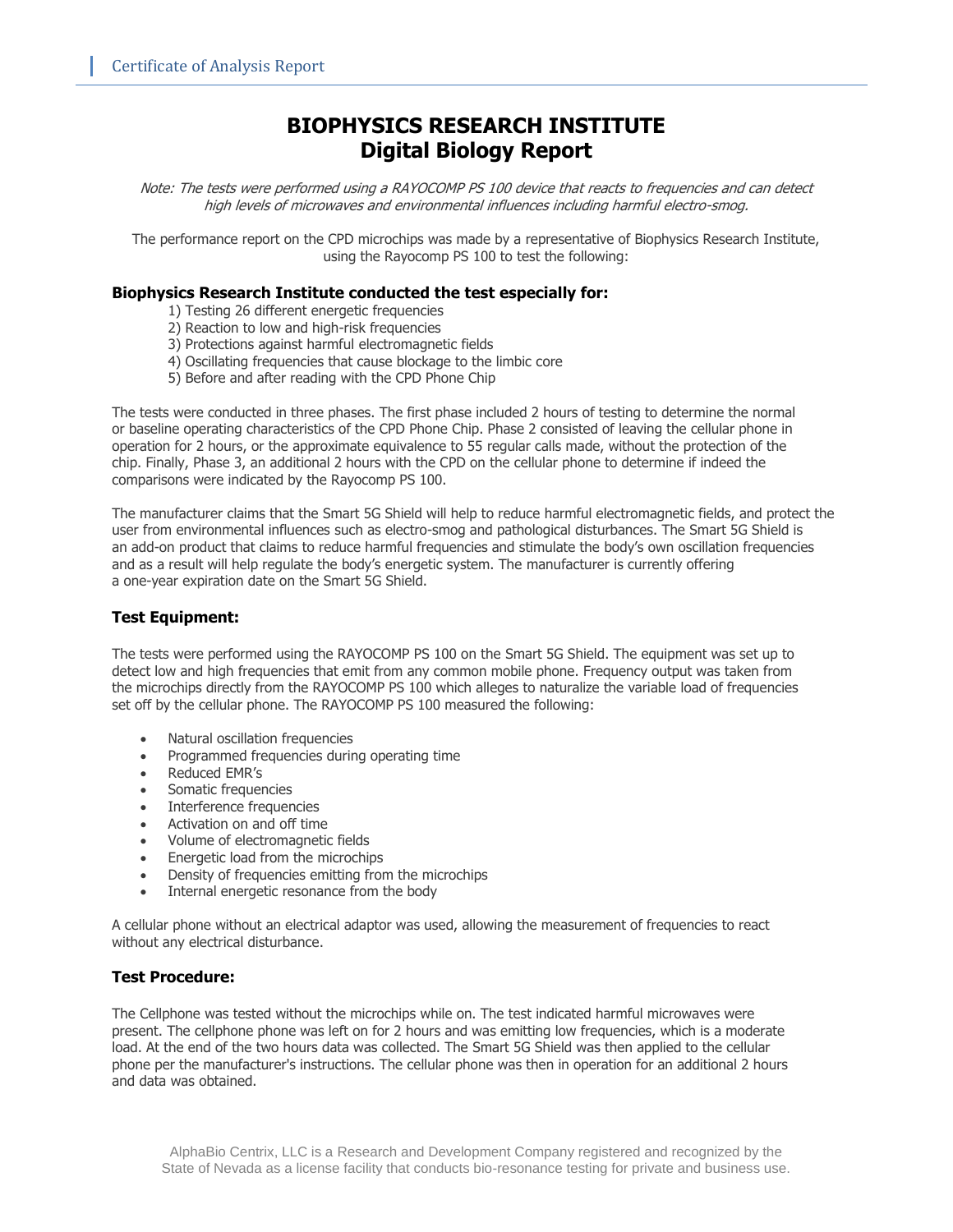# BIOPHYSICS RESEARCH INSTITUTE
# Digital Biology Report

*Note: The tests were performed using a RAYOCOMP PS 100 device that reacts to frequencies and can detect high levels of microwaves and environmental influences including harmful electro-smog.*

The performance report on the CPD microchips was made by a representative of Biophysics Research Institute, using the Rayocomp PS 100 to test the following:

**Biophysics Research Institute conducted the test especially for:**

1) Testing 26 different energetic frequencies
2) Reaction to low and high-risk frequencies
3) Protections against harmful electromagnetic fields
4) Oscillating frequencies that cause blockage to the limbic core
5) Before and after reading with the CPD Phone Chip

The tests were conducted in three phases. The first phase included 2 hours of testing to determine the normal or baseline operating characteristics of the CPD Phone Chip. Phase 2 consisted of leaving the cellular phone in operation for 2 hours, or the approximate equivalence to 55 regular calls made, without the protection of the chip. Finally, Phase 3, an additional 2 hours with the CPD on the cellular phone to determine if indeed the comparisons were indicated by the Rayocomp PS 100.

The manufacturer claims that the Smart 5G Shield will help to reduce harmful electromagnetic fields, and protect the user from environmental influences such as electro-smog and pathological disturbances. The Smart 5G Shield is an add-on product that claims to reduce harmful frequencies and stimulate the body's own oscillation frequencies and as a result will help regulate the body's energetic system. The manufacturer is currently offering a one-year expiration date on the Smart 5G Shield.

### Test Equipment:

The tests were performed using the RAYOCOMP PS 100 on the Smart 5G Shield. The equipment was set up to detect low and high frequencies that emit from any common mobile phone. Frequency output was taken from the microchips directly from the RAYOCOMP PS 100 which alleges to naturalize the variable load of frequencies set off by the cellular phone. The RAYOCOMP PS 100 measured the following:

- Natural oscillation frequencies
- Programmed frequencies during operating time
- Reduced EMR's
- Somatic frequencies
- Interference frequencies
- Activation on and off time
- Volume of electromagnetic fields
- Energetic load from the microchips
- Density of frequencies emitting from the microchips
- Internal energetic resonance from the body

A cellular phone without an electrical adaptor was used, allowing the measurement of frequencies to react without any electrical disturbance.

### Test Procedure:

The Cellphone was tested without the microchips while on. The test indicated harmful microwaves were present. The cellphone phone was left on for 2 hours and was emitting low frequencies, which is a moderate load. At the end of the two hours data was collected. The Smart 5G Shield was then applied to the cellular phone per the manufacturer's instructions. The cellular phone was then in operation for an additional 2 hours and data was obtained.

AlphaBio Centrix, LLC is a Research and Development Company registered and recognized by the State of Nevada as a license facility that conducts bio-resonance testing for private and business use.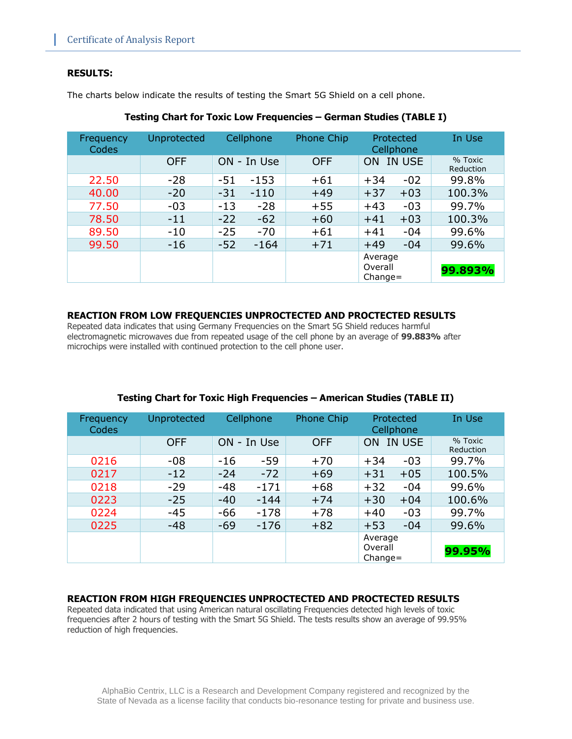**RESULTS:**

The charts below indicate the results of testing the Smart 5G Shield on a cell phone.

**Testing Chart for Toxic Low Frequencies – German Studies (TABLE I)**

| Frequency Codes | Unprotected | Cellphone | | Phone Chip | Protected Cellphone | | In Use |
|---|---|---|---|---|---|---|---|
| | OFF | ON - In Use | | OFF | ON | IN USE | % Toxic Reduction |
| 22.50 | -28 | -51 | -153 | +61 | +34 | -02 | 99.8% |
| 40.00 | -20 | -31 | -110 | +49 | +37 | +03 | 100.3% |
| 77.50 | -03 | -13 | -28 | +55 | +43 | -03 | 99.7% |
| 78.50 | -11 | -22 | -62 | +60 | +41 | +03 | 100.3% |
| 89.50 | -10 | -25 | -70 | +61 | +41 | -04 | 99.6% |
| 99.50 | -16 | -52 | -164 | +71 | +49 | -04 | 99.6% |
| | | | | | Average Overall Change= | | **99.893%** |

**REACTION FROM LOW FREQUENCIES UNPROCTECTED AND PROCTECTED RESULTS**

Repeated data indicates that using Germany Frequencies on the Smart 5G Shield reduces harmful electromagnetic microwaves due from repeated usage of the cell phone by an average of **99.883%** after microchips were installed with continued protection to the cell phone user.

**Testing Chart for Toxic High Frequencies – American Studies (TABLE II)**

| Frequency Codes | Unprotected | Cellphone | | Phone Chip | Protected Cellphone | | In Use |
|---|---|---|---|---|---|---|---|
| | OFF | ON - In Use | | OFF | ON | IN USE | % Toxic Reduction |
| 0216 | -08 | -16 | -59 | +70 | +34 | -03 | 99.7% |
| 0217 | -12 | -24 | -72 | +69 | +31 | +05 | 100.5% |
| 0218 | -29 | -48 | -171 | +68 | +32 | -04 | 99.6% |
| 0223 | -25 | -40 | -144 | +74 | +30 | +04 | 100.6% |
| 0224 | -45 | -66 | -178 | +78 | +40 | -03 | 99.7% |
| 0225 | -48 | -69 | -176 | +82 | +53 | -04 | 99.6% |
| | | | | | Average Overall Change= | | **99.95%** |

**REACTION FROM HIGH FREQUENCIES UNPROCTECTED AND PROCTECTED RESULTS**

Repeated data indicated that using American natural oscillating Frequencies detected high levels of toxic frequencies after 2 hours of testing with the Smart 5G Shield. The tests results show an average of 99.95% reduction of high frequencies.

AlphaBio Centrix, LLC is a Research and Development Company registered and recognized by the State of Nevada as a license facility that conducts bio-resonance testing for private and business use.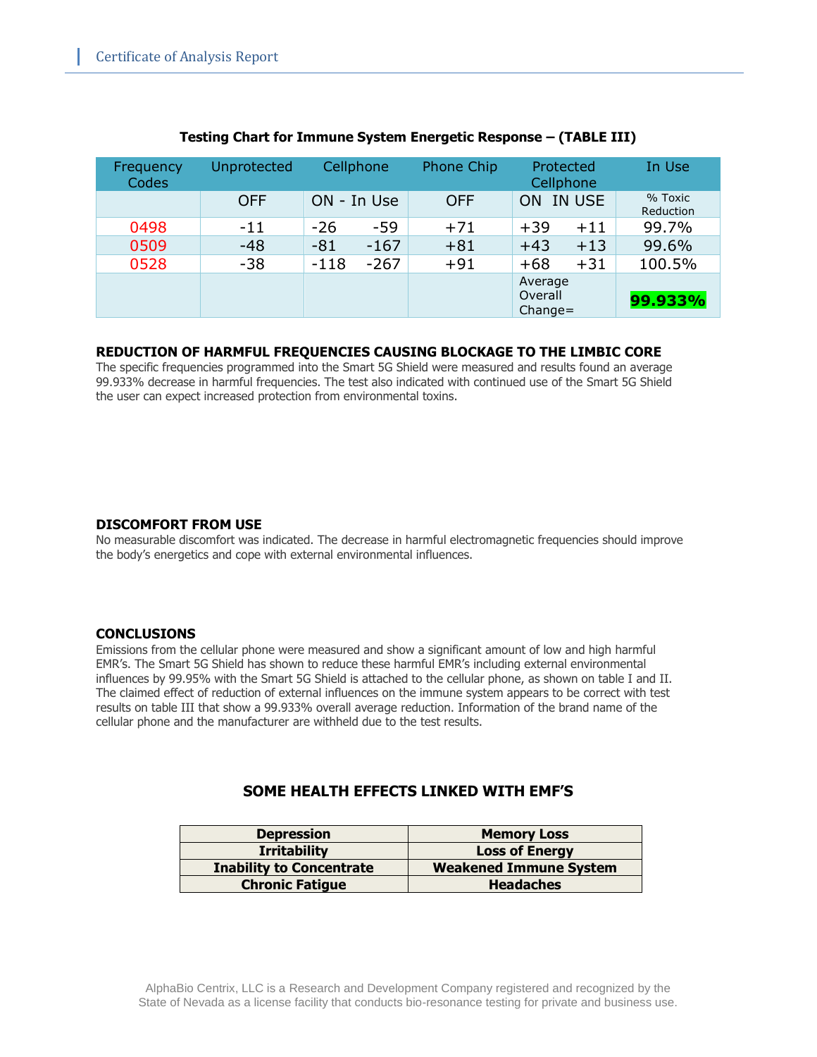**Testing Chart for Immune System Energetic Response – (TABLE III)**

| Frequency Codes | Unprotected | Cellphone | | Phone Chip | Protected Cellphone | | In Use |
|---|---|---|---|---|---|---|---|
| | OFF | ON - In Use | | OFF | ON | IN USE | % Toxic Reduction |
| 0498 | -11 | -26 | -59 | +71 | +39 | +11 | 99.7% |
| 0509 | -48 | -81 | -167 | +81 | +43 | +13 | 99.6% |
| 0528 | -38 | -118 | -267 | +91 | +68 | +31 | 100.5% |
| | | | | | Average Overall Change= | | **99.933%** |

### REDUCTION OF HARMFUL FREQUENCIES CAUSING BLOCKAGE TO THE LIMBIC CORE

The specific frequencies programmed into the Smart 5G Shield were measured and results found an average 99.933% decrease in harmful frequencies. The test also indicated with continued use of the Smart 5G Shield the user can expect increased protection from environmental toxins.

### DISCOMFORT FROM USE

No measurable discomfort was indicated. The decrease in harmful electromagnetic frequencies should improve the body's energetics and cope with external environmental influences.

### CONCLUSIONS

Emissions from the cellular phone were measured and show a significant amount of low and high harmful EMR's. The Smart 5G Shield has shown to reduce these harmful EMR's including external environmental influences by 99.95% with the Smart 5G Shield is attached to the cellular phone, as shown on table I and II. The claimed effect of reduction of external influences on the immune system appears to be correct with test results on table III that show a 99.933% overall average reduction. Information of the brand name of the cellular phone and the manufacturer are withheld due to the test results.

### SOME HEALTH EFFECTS LINKED WITH EMF'S

| | |
|---|---|
| **Depression** | **Memory Loss** |
| **Irritability** | **Loss of Energy** |
| **Inability to Concentrate** | **Weakened Immune System** |
| **Chronic Fatigue** | **Headaches** |

AlphaBio Centrix, LLC is a Research and Development Company registered and recognized by the State of Nevada as a license facility that conducts bio-resonance testing for private and business use.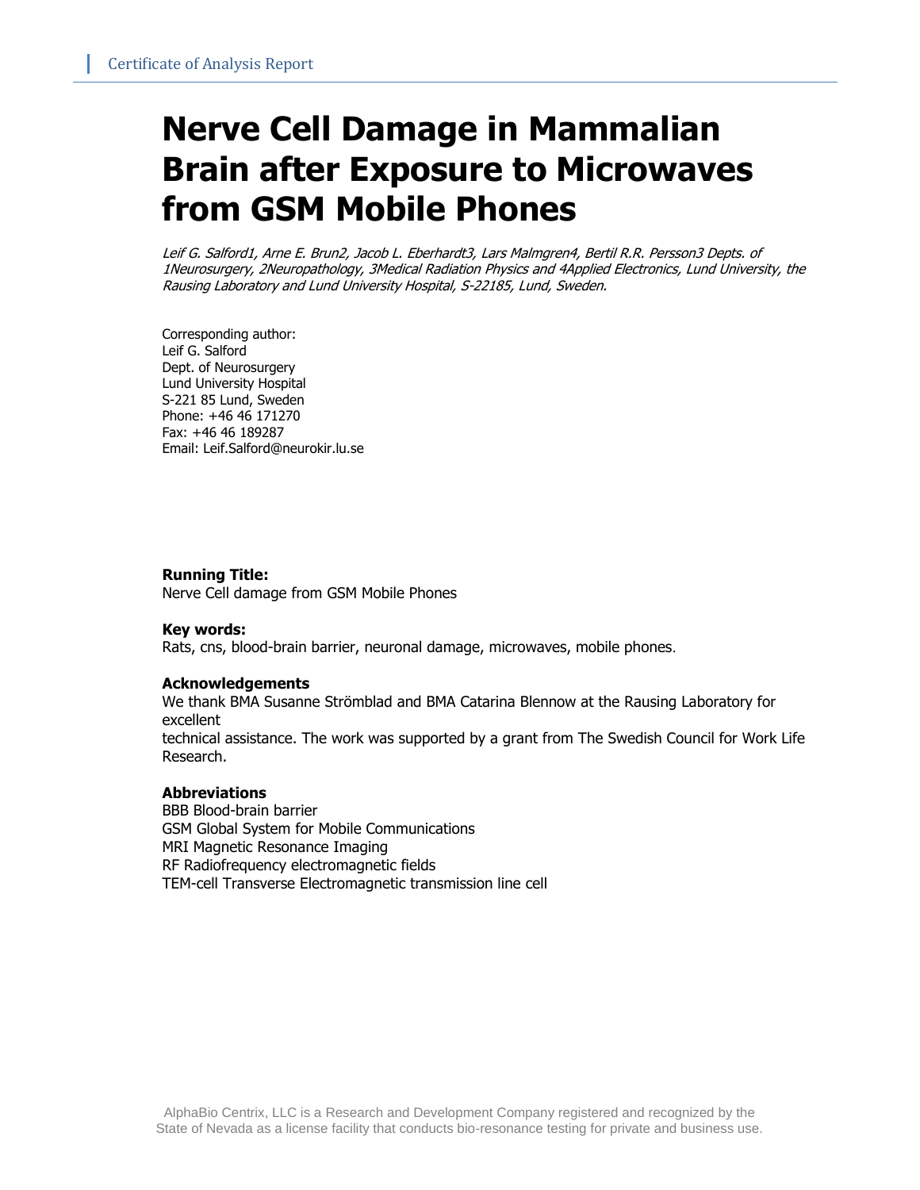# Nerve Cell Damage in Mammalian Brain after Exposure to Microwaves from GSM Mobile Phones

*Leif G. Salford1, Arne E. Brun2, Jacob L. Eberhardt3, Lars Malmgren4, Bertil R.R. Persson3 Depts. of 1Neurosurgery, 2Neuropathology, 3Medical Radiation Physics and 4Applied Electronics, Lund University, the Rausing Laboratory and Lund University Hospital, S-22185, Lund, Sweden.*

Corresponding author:
Leif G. Salford
Dept. of Neurosurgery
Lund University Hospital
S-221 85 Lund, Sweden
Phone: +46 46 171270
Fax: +46 46 189287
Email: Leif.Salford@neurokir.lu.se

**Running Title:**
Nerve Cell damage from GSM Mobile Phones

**Key words:**
Rats, cns, blood-brain barrier, neuronal damage, microwaves, mobile phones.

**Acknowledgements**
We thank BMA Susanne Strömblad and BMA Catarina Blennow at the Rausing Laboratory for excellent
technical assistance. The work was supported by a grant from The Swedish Council for Work Life Research.

**Abbreviations**
BBB Blood-brain barrier
GSM Global System for Mobile Communications
MRI Magnetic Resonance Imaging
RF Radiofrequency electromagnetic fields
TEM-cell Transverse Electromagnetic transmission line cell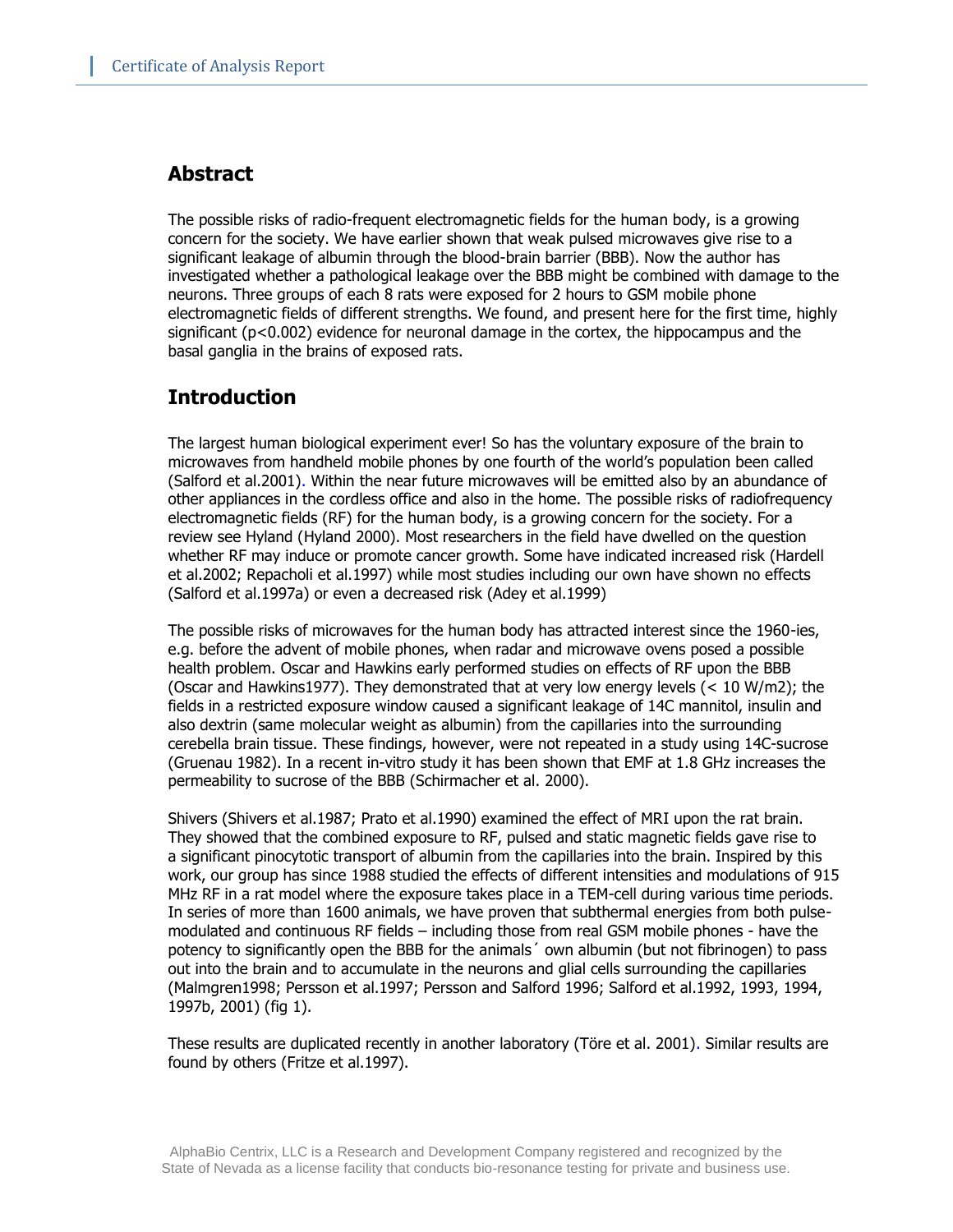## Abstract

The possible risks of radio-frequent electromagnetic fields for the human body, is a growing concern for the society. We have earlier shown that weak pulsed microwaves give rise to a significant leakage of albumin through the blood-brain barrier (BBB). Now the author has investigated whether a pathological leakage over the BBB might be combined with damage to the neurons. Three groups of each 8 rats were exposed for 2 hours to GSM mobile phone electromagnetic fields of different strengths. We found, and present here for the first time, highly significant ($p<0.002$) evidence for neuronal damage in the cortex, the hippocampus and the basal ganglia in the brains of exposed rats.

## Introduction

The largest human biological experiment ever! So has the voluntary exposure of the brain to microwaves from handheld mobile phones by one fourth of the world's population been called (Salford et al.2001). Within the near future microwaves will be emitted also by an abundance of other appliances in the cordless office and also in the home. The possible risks of radiofrequency electromagnetic fields (RF) for the human body, is a growing concern for the society. For a review see Hyland (Hyland 2000). Most researchers in the field have dwelled on the question whether RF may induce or promote cancer growth. Some have indicated increased risk (Hardell et al.2002; Repacholi et al.1997) while most studies including our own have shown no effects (Salford et al.1997a) or even a decreased risk (Adey et al.1999)

The possible risks of microwaves for the human body has attracted interest since the 1960-ies, e.g. before the advent of mobile phones, when radar and microwave ovens posed a possible health problem. Oscar and Hawkins early performed studies on effects of RF upon the BBB (Oscar and Hawkins1977). They demonstrated that at very low energy levels ($< 10$ W/m2); the fields in a restricted exposure window caused a significant leakage of 14C mannitol, insulin and also dextrin (same molecular weight as albumin) from the capillaries into the surrounding cerebella brain tissue. These findings, however, were not repeated in a study using 14C-sucrose (Gruenau 1982). In a recent in-vitro study it has been shown that EMF at 1.8 GHz increases the permeability to sucrose of the BBB (Schirmacher et al. 2000).

Shivers (Shivers et al.1987; Prato et al.1990) examined the effect of MRI upon the rat brain. They showed that the combined exposure to RF, pulsed and static magnetic fields gave rise to a significant pinocytotic transport of albumin from the capillaries into the brain. Inspired by this work, our group has since 1988 studied the effects of different intensities and modulations of 915 MHz RF in a rat model where the exposure takes place in a TEM-cell during various time periods. In series of more than 1600 animals, we have proven that subthermal energies from both pulse-modulated and continuous RF fields – including those from real GSM mobile phones - have the potency to significantly open the BBB for the animals´ own albumin (but not fibrinogen) to pass out into the brain and to accumulate in the neurons and glial cells surrounding the capillaries (Malmgren1998; Persson et al.1997; Persson and Salford 1996; Salford et al.1992, 1993, 1994, 1997b, 2001) (fig 1).

These results are duplicated recently in another laboratory (Töre et al. 2001). Similar results are found by others (Fritze et al.1997).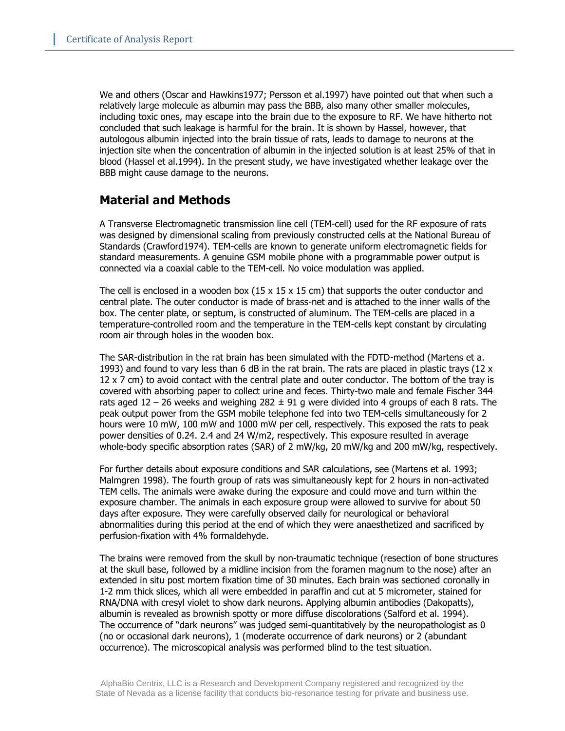We and others (Oscar and Hawkins1977; Persson et al.1997) have pointed out that when such a relatively large molecule as albumin may pass the BBB, also many other smaller molecules, including toxic ones, may escape into the brain due to the exposure to RF. We have hitherto not concluded that such leakage is harmful for the brain. It is shown by Hassel, however, that autologous albumin injected into the brain tissue of rats, leads to damage to neurons at the injection site when the concentration of albumin in the injected solution is at least 25% of that in blood (Hassel et al.1994). In the present study, we have investigated whether leakage over the BBB might cause damage to the neurons.

## Material and Methods

A Transverse Electromagnetic transmission line cell (TEM-cell) used for the RF exposure of rats was designed by dimensional scaling from previously constructed cells at the National Bureau of Standards (Crawford1974). TEM-cells are known to generate uniform electromagnetic fields for standard measurements. A genuine GSM mobile phone with a programmable power output is connected via a coaxial cable to the TEM-cell. No voice modulation was applied.

The cell is enclosed in a wooden box (15 x 15 x 15 cm) that supports the outer conductor and central plate. The outer conductor is made of brass-net and is attached to the inner walls of the box. The center plate, or septum, is constructed of aluminum. The TEM-cells are placed in a temperature-controlled room and the temperature in the TEM-cells kept constant by circulating room air through holes in the wooden box.

The SAR-distribution in the rat brain has been simulated with the FDTD-method (Martens et a. 1993) and found to vary less than 6 dB in the rat brain. The rats are placed in plastic trays (12 x 12 x 7 cm) to avoid contact with the central plate and outer conductor. The bottom of the tray is covered with absorbing paper to collect urine and feces. Thirty-two male and female Fischer 344 rats aged 12 – 26 weeks and weighing 282 ± 91 g were divided into 4 groups of each 8 rats. The peak output power from the GSM mobile telephone fed into two TEM-cells simultaneously for 2 hours were 10 mW, 100 mW and 1000 mW per cell, respectively. This exposed the rats to peak power densities of 0.24. 2.4 and 24 W/m2, respectively. This exposure resulted in average whole-body specific absorption rates (SAR) of 2 mW/kg, 20 mW/kg and 200 mW/kg, respectively.

For further details about exposure conditions and SAR calculations, see (Martens et al. 1993; Malmgren 1998). The fourth group of rats was simultaneously kept for 2 hours in non-activated TEM cells. The animals were awake during the exposure and could move and turn within the exposure chamber. The animals in each exposure group were allowed to survive for about 50 days after exposure. They were carefully observed daily for neurological or behavioral abnormalities during this period at the end of which they were anaesthetized and sacrificed by perfusion-fixation with 4% formaldehyde.

The brains were removed from the skull by non-traumatic technique (resection of bone structures at the skull base, followed by a midline incision from the foramen magnum to the nose) after an extended in situ post mortem fixation time of 30 minutes. Each brain was sectioned coronally in 1-2 mm thick slices, which all were embedded in paraffin and cut at 5 micrometer, stained for RNA/DNA with cresyl violet to show dark neurons. Applying albumin antibodies (Dakopatts), albumin is revealed as brownish spotty or more diffuse discolorations (Salford et al. 1994). The occurrence of "dark neurons" was judged semi-quantitatively by the neuropathologist as 0 (no or occasional dark neurons), 1 (moderate occurrence of dark neurons) or 2 (abundant occurrence). The microscopical analysis was performed blind to the test situation.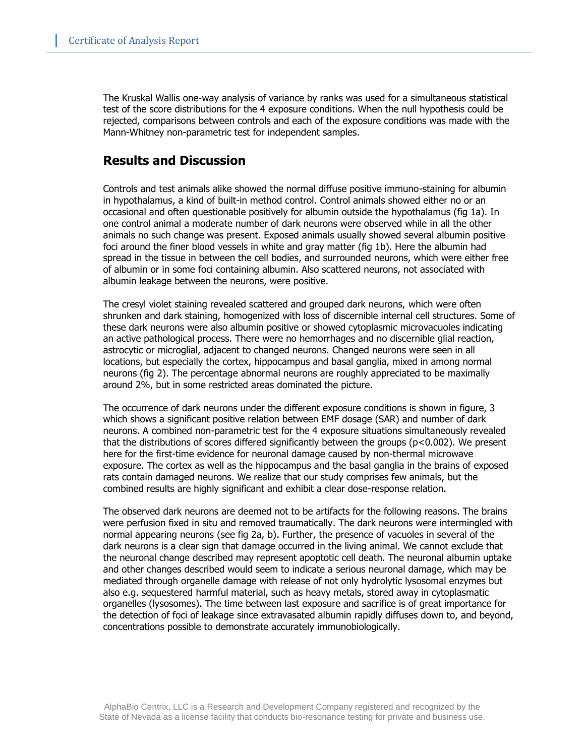The Kruskal Wallis one-way analysis of variance by ranks was used for a simultaneous statistical test of the score distributions for the 4 exposure conditions. When the null hypothesis could be rejected, comparisons between controls and each of the exposure conditions was made with the Mann-Whitney non-parametric test for independent samples.

## Results and Discussion

Controls and test animals alike showed the normal diffuse positive immuno-staining for albumin in hypothalamus, a kind of built-in method control. Control animals showed either no or an occasional and often questionable positively for albumin outside the hypothalamus (fig 1a). In one control animal a moderate number of dark neurons were observed while in all the other animals no such change was present. Exposed animals usually showed several albumin positive foci around the finer blood vessels in white and gray matter (fig 1b). Here the albumin had spread in the tissue in between the cell bodies, and surrounded neurons, which were either free of albumin or in some foci containing albumin. Also scattered neurons, not associated with albumin leakage between the neurons, were positive.

The cresyl violet staining revealed scattered and grouped dark neurons, which were often shrunken and dark staining, homogenized with loss of discernible internal cell structures. Some of these dark neurons were also albumin positive or showed cytoplasmic microvacuoles indicating an active pathological process. There were no hemorrhages and no discernible glial reaction, astrocytic or microglial, adjacent to changed neurons. Changed neurons were seen in all locations, but especially the cortex, hippocampus and basal ganglia, mixed in among normal neurons (fig 2). The percentage abnormal neurons are roughly appreciated to be maximally around 2%, but in some restricted areas dominated the picture.

The occurrence of dark neurons under the different exposure conditions is shown in figure, 3 which shows a significant positive relation between EMF dosage (SAR) and number of dark neurons. A combined non-parametric test for the 4 exposure situations simultaneously revealed that the distributions of scores differed significantly between the groups ($p<0.002$). We present here for the first-time evidence for neuronal damage caused by non-thermal microwave exposure. The cortex as well as the hippocampus and the basal ganglia in the brains of exposed rats contain damaged neurons. We realize that our study comprises few animals, but the combined results are highly significant and exhibit a clear dose-response relation.

The observed dark neurons are deemed not to be artifacts for the following reasons. The brains were perfusion fixed in situ and removed traumatically. The dark neurons were intermingled with normal appearing neurons (see fig 2a, b). Further, the presence of vacuoles in several of the dark neurons is a clear sign that damage occurred in the living animal. We cannot exclude that the neuronal change described may represent apoptotic cell death. The neuronal albumin uptake and other changes described would seem to indicate a serious neuronal damage, which may be mediated through organelle damage with release of not only hydrolytic lysosomal enzymes but also e.g. sequestered harmful material, such as heavy metals, stored away in cytoplasmatic organelles (lysosomes). The time between last exposure and sacrifice is of great importance for the detection of foci of leakage since extravasated albumin rapidly diffuses down to, and beyond, concentrations possible to demonstrate accurately immunobiologically.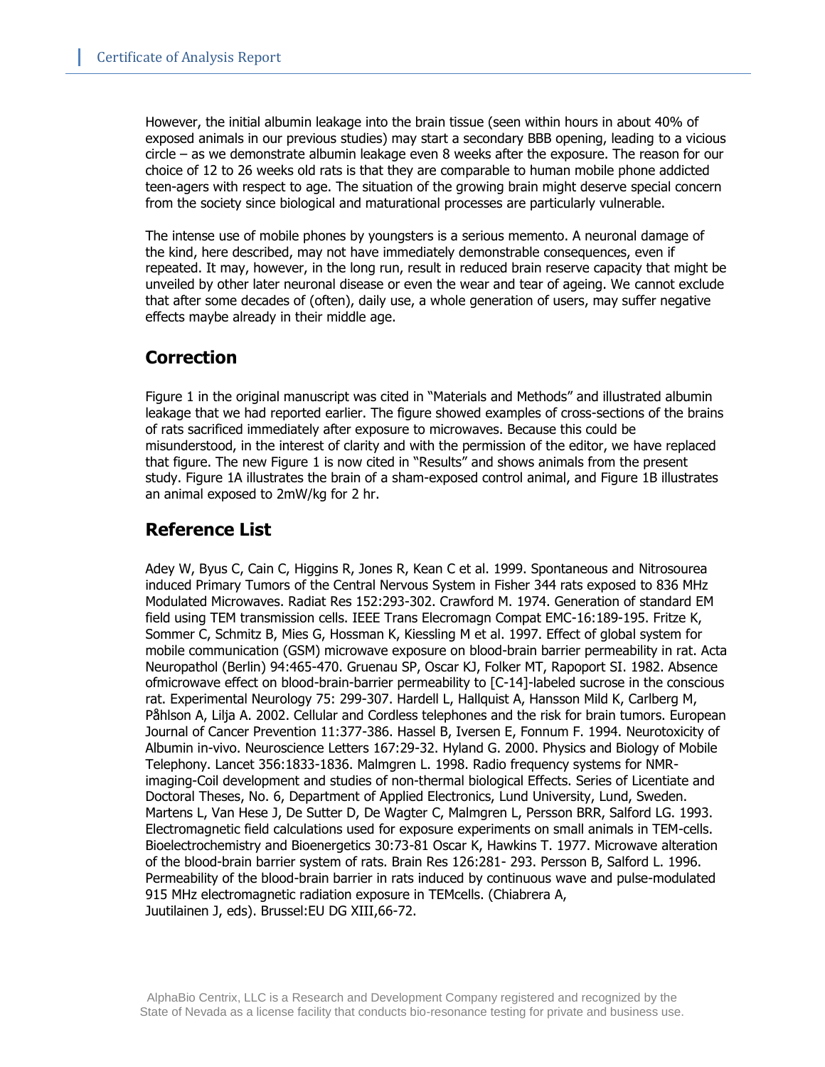However, the initial albumin leakage into the brain tissue (seen within hours in about 40% of exposed animals in our previous studies) may start a secondary BBB opening, leading to a vicious circle – as we demonstrate albumin leakage even 8 weeks after the exposure. The reason for our choice of 12 to 26 weeks old rats is that they are comparable to human mobile phone addicted teen-agers with respect to age. The situation of the growing brain might deserve special concern from the society since biological and maturational processes are particularly vulnerable.

The intense use of mobile phones by youngsters is a serious memento. A neuronal damage of the kind, here described, may not have immediately demonstrable consequences, even if repeated. It may, however, in the long run, result in reduced brain reserve capacity that might be unveiled by other later neuronal disease or even the wear and tear of ageing. We cannot exclude that after some decades of (often), daily use, a whole generation of users, may suffer negative effects maybe already in their middle age.

## Correction

Figure 1 in the original manuscript was cited in "Materials and Methods" and illustrated albumin leakage that we had reported earlier. The figure showed examples of cross-sections of the brains of rats sacrificed immediately after exposure to microwaves. Because this could be misunderstood, in the interest of clarity and with the permission of the editor, we have replaced that figure. The new Figure 1 is now cited in "Results" and shows animals from the present study. Figure 1A illustrates the brain of a sham-exposed control animal, and Figure 1B illustrates an animal exposed to 2mW/kg for 2 hr.

## Reference List

Adey W, Byus C, Cain C, Higgins R, Jones R, Kean C et al. 1999. Spontaneous and Nitrosourea induced Primary Tumors of the Central Nervous System in Fisher 344 rats exposed to 836 MHz Modulated Microwaves. Radiat Res 152:293-302. Crawford M. 1974. Generation of standard EM field using TEM transmission cells. IEEE Trans Elecromagn Compat EMC-16:189-195. Fritze K, Sommer C, Schmitz B, Mies G, Hossman K, Kiessling M et al. 1997. Effect of global system for mobile communication (GSM) microwave exposure on blood-brain barrier permeability in rat. Acta Neuropathol (Berlin) 94:465-470. Gruenau SP, Oscar KJ, Folker MT, Rapoport SI. 1982. Absence ofmicrowave effect on blood-brain-barrier permeability to [C-14]-labeled sucrose in the conscious rat. Experimental Neurology 75: 299-307. Hardell L, Hallquist A, Hansson Mild K, Carlberg M, Påhlson A, Lilja A. 2002. Cellular and Cordless telephones and the risk for brain tumors. European Journal of Cancer Prevention 11:377-386. Hassel B, Iversen E, Fonnum F. 1994. Neurotoxicity of Albumin in-vivo. Neuroscience Letters 167:29-32. Hyland G. 2000. Physics and Biology of Mobile Telephony. Lancet 356:1833-1836. Malmgren L. 1998. Radio frequency systems for NMR-imaging-Coil development and studies of non-thermal biological Effects. Series of Licentiate and Doctoral Theses, No. 6, Department of Applied Electronics, Lund University, Lund, Sweden. Martens L, Van Hese J, De Sutter D, De Wagter C, Malmgren L, Persson BRR, Salford LG. 1993. Electromagnetic field calculations used for exposure experiments on small animals in TEM-cells. Bioelectrochemistry and Bioenergetics 30:73-81 Oscar K, Hawkins T. 1977. Microwave alteration of the blood-brain barrier system of rats. Brain Res 126:281- 293. Persson B, Salford L. 1996. Permeability of the blood-brain barrier in rats induced by continuous wave and pulse-modulated 915 MHz electromagnetic radiation exposure in TEMcells. (Chiabrera A, Juutilainen J, eds). Brussel:EU DG XIII,66-72.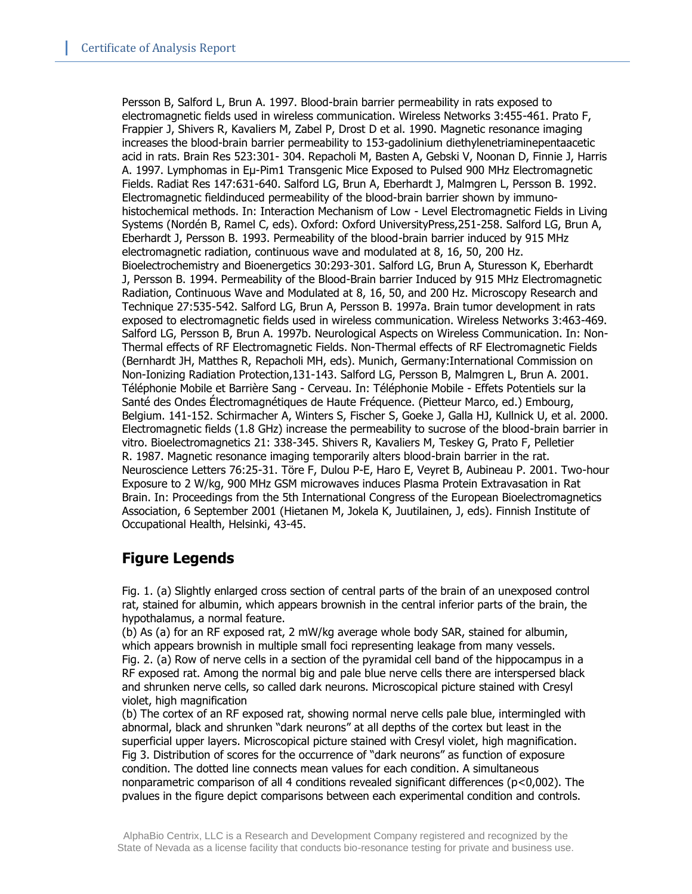Persson B, Salford L, Brun A. 1997. Blood-brain barrier permeability in rats exposed to electromagnetic fields used in wireless communication. Wireless Networks 3:455-461. Prato F, Frappier J, Shivers R, Kavaliers M, Zabel P, Drost D et al. 1990. Magnetic resonance imaging increases the blood-brain barrier permeability to 153-gadolinium diethylenetriaminepentaacetic acid in rats. Brain Res 523:301- 304. Repacholi M, Basten A, Gebski V, Noonan D, Finnie J, Harris A. 1997. Lymphomas in Eμ-Pim1 Transgenic Mice Exposed to Pulsed 900 MHz Electromagnetic Fields. Radiat Res 147:631-640. Salford LG, Brun A, Eberhardt J, Malmgren L, Persson B. 1992. Electromagnetic fieldinduced permeability of the blood-brain barrier shown by immuno-histochemical methods. In: Interaction Mechanism of Low - Level Electromagnetic Fields in Living Systems (Nordén B, Ramel C, eds). Oxford: Oxford UniversityPress,251-258. Salford LG, Brun A, Eberhardt J, Persson B. 1993. Permeability of the blood-brain barrier induced by 915 MHz electromagnetic radiation, continuous wave and modulated at 8, 16, 50, 200 Hz. Bioelectrochemistry and Bioenergetics 30:293-301. Salford LG, Brun A, Sturesson K, Eberhardt J, Persson B. 1994. Permeability of the Blood-Brain barrier Induced by 915 MHz Electromagnetic Radiation, Continuous Wave and Modulated at 8, 16, 50, and 200 Hz. Microscopy Research and Technique 27:535-542. Salford LG, Brun A, Persson B. 1997a. Brain tumor development in rats exposed to electromagnetic fields used in wireless communication. Wireless Networks 3:463-469. Salford LG, Persson B, Brun A. 1997b. Neurological Aspects on Wireless Communication. In: Non-Thermal effects of RF Electromagnetic Fields. Non-Thermal effects of RF Electromagnetic Fields (Bernhardt JH, Matthes R, Repacholi MH, eds). Munich, Germany:International Commission on Non-Ionizing Radiation Protection,131-143. Salford LG, Persson B, Malmgren L, Brun A. 2001. Téléphonie Mobile et Barrière Sang - Cerveau. In: Téléphonie Mobile - Effets Potentiels sur la Santé des Ondes Électromagnétiques de Haute Fréquence. (Pietteur Marco, ed.) Embourg, Belgium. 141-152. Schirmacher A, Winters S, Fischer S, Goeke J, Galla HJ, Kullnick U, et al. 2000. Electromagnetic fields (1.8 GHz) increase the permeability to sucrose of the blood-brain barrier in vitro. Bioelectromagnetics 21: 338-345. Shivers R, Kavaliers M, Teskey G, Prato F, Pelletier R. 1987. Magnetic resonance imaging temporarily alters blood-brain barrier in the rat. Neuroscience Letters 76:25-31. Töre F, Dulou P-E, Haro E, Veyret B, Aubineau P. 2001. Two-hour Exposure to 2 W/kg, 900 MHz GSM microwaves induces Plasma Protein Extravasation in Rat Brain. In: Proceedings from the 5th International Congress of the European Bioelectromagnetics Association, 6 September 2001 (Hietanen M, Jokela K, Juutilainen, J, eds). Finnish Institute of Occupational Health, Helsinki, 43-45.

## Figure Legends

Fig. 1. (a) Slightly enlarged cross section of central parts of the brain of an unexposed control rat, stained for albumin, which appears brownish in the central inferior parts of the brain, the hypothalamus, a normal feature.
(b) As (a) for an RF exposed rat, 2 mW/kg average whole body SAR, stained for albumin, which appears brownish in multiple small foci representing leakage from many vessels.
Fig. 2. (a) Row of nerve cells in a section of the pyramidal cell band of the hippocampus in a RF exposed rat. Among the normal big and pale blue nerve cells there are interspersed black and shrunken nerve cells, so called dark neurons. Microscopical picture stained with Cresyl violet, high magnification
(b) The cortex of an RF exposed rat, showing normal nerve cells pale blue, intermingled with abnormal, black and shrunken "dark neurons" at all depths of the cortex but least in the superficial upper layers. Microscopical picture stained with Cresyl violet, high magnification.
Fig 3. Distribution of scores for the occurrence of "dark neurons" as function of exposure condition. The dotted line connects mean values for each condition. A simultaneous nonparametric comparison of all 4 conditions revealed significant differences ($p<0,002$). The pvalues in the figure depict comparisons between each experimental condition and controls.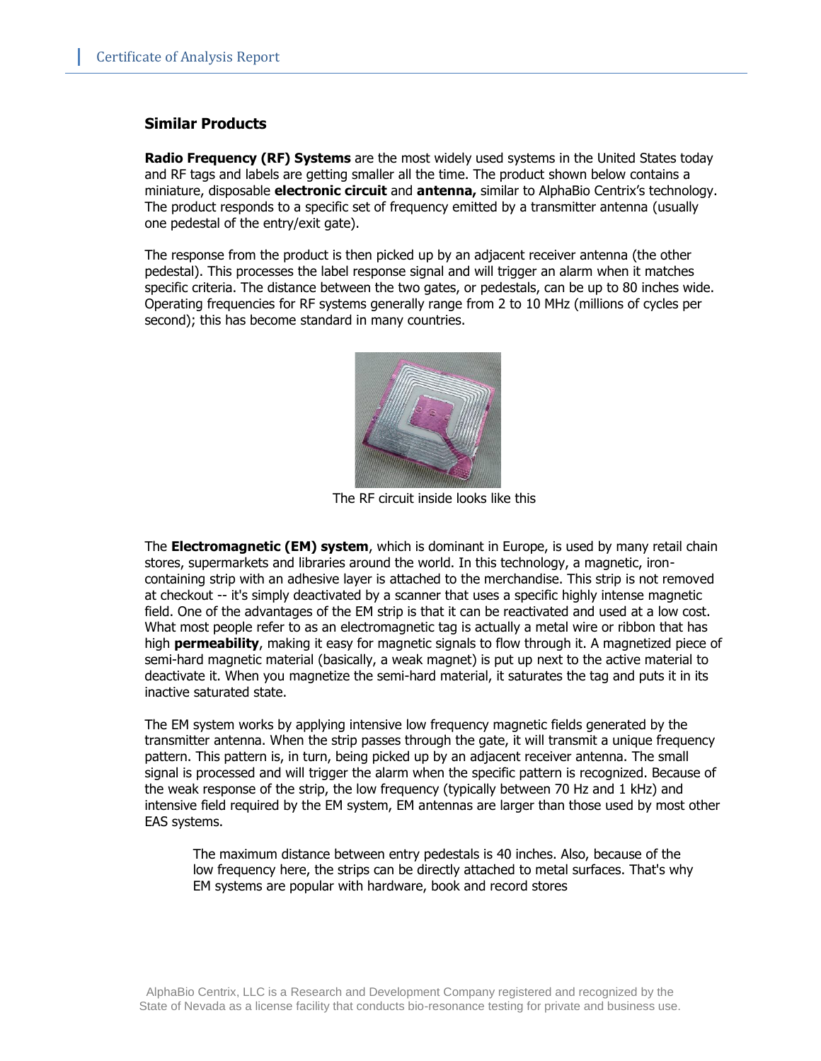## Similar Products

**Radio Frequency (RF) Systems** are the most widely used systems in the United States today and RF tags and labels are getting smaller all the time. The product shown below contains a miniature, disposable **electronic circuit** and **antenna,** similar to AlphaBio Centrix's technology. The product responds to a specific set of frequency emitted by a transmitter antenna (usually one pedestal of the entry/exit gate).

The response from the product is then picked up by an adjacent receiver antenna (the other pedestal). This processes the label response signal and will trigger an alarm when it matches specific criteria. The distance between the two gates, or pedestals, can be up to 80 inches wide. Operating frequencies for RF systems generally range from 2 to 10 MHz (millions of cycles per second); this has become standard in many countries.

The RF circuit inside looks like this

The **Electromagnetic (EM) system**, which is dominant in Europe, is used by many retail chain stores, supermarkets and libraries around the world. In this technology, a magnetic, iron-containing strip with an adhesive layer is attached to the merchandise. This strip is not removed at checkout -- it's simply deactivated by a scanner that uses a specific highly intense magnetic field. One of the advantages of the EM strip is that it can be reactivated and used at a low cost. What most people refer to as an electromagnetic tag is actually a metal wire or ribbon that has high **permeability**, making it easy for magnetic signals to flow through it. A magnetized piece of semi-hard magnetic material (basically, a weak magnet) is put up next to the active material to deactivate it. When you magnetize the semi-hard material, it saturates the tag and puts it in its inactive saturated state.

The EM system works by applying intensive low frequency magnetic fields generated by the transmitter antenna. When the strip passes through the gate, it will transmit a unique frequency pattern. This pattern is, in turn, being picked up by an adjacent receiver antenna. The small signal is processed and will trigger the alarm when the specific pattern is recognized. Because of the weak response of the strip, the low frequency (typically between 70 Hz and 1 kHz) and intensive field required by the EM system, EM antennas are larger than those used by most other EAS systems.

> The maximum distance between entry pedestals is 40 inches. Also, because of the low frequency here, the strips can be directly attached to metal surfaces. That's why EM systems are popular with hardware, book and record stores

AlphaBio Centrix, LLC is a Research and Development Company registered and recognized by the State of Nevada as a license facility that conducts bio-resonance testing for private and business use.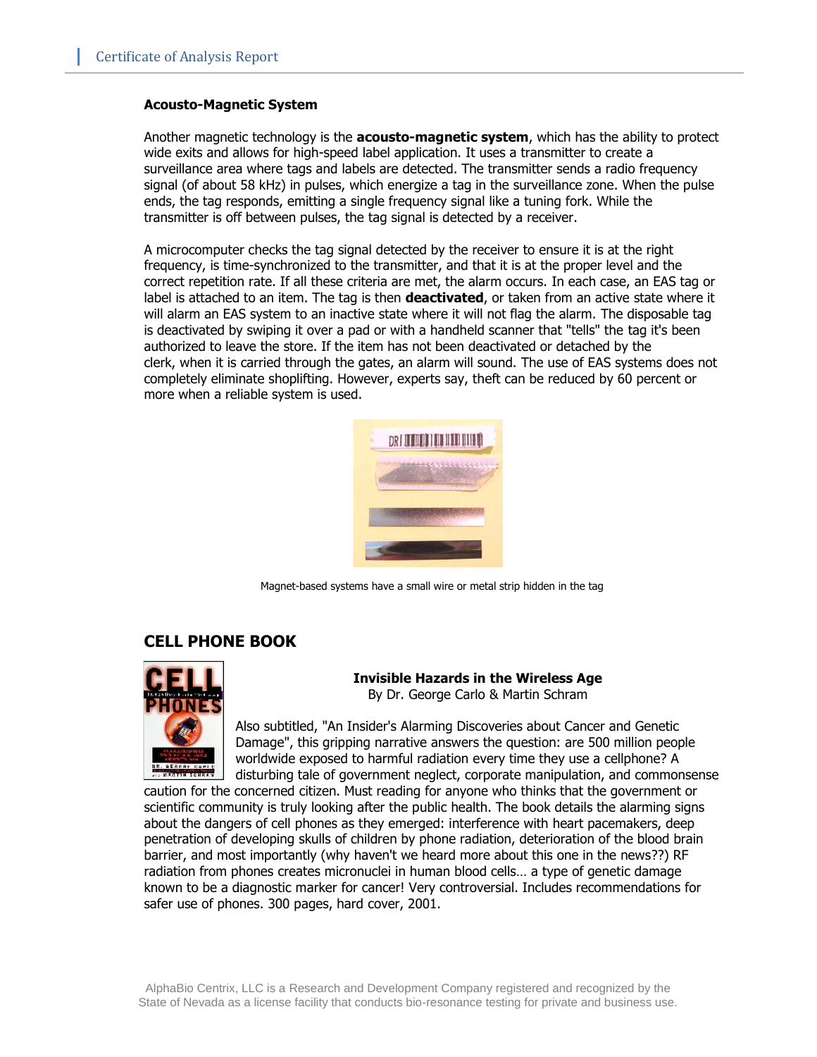### Acousto-Magnetic System

Another magnetic technology is the **acousto-magnetic system**, which has the ability to protect wide exits and allows for high-speed label application. It uses a transmitter to create a surveillance area where tags and labels are detected. The transmitter sends a radio frequency signal (of about 58 kHz) in pulses, which energize a tag in the surveillance zone. When the pulse ends, the tag responds, emitting a single frequency signal like a tuning fork. While the transmitter is off between pulses, the tag signal is detected by a receiver.

A microcomputer checks the tag signal detected by the receiver to ensure it is at the right frequency, is time-synchronized to the transmitter, and that it is at the proper level and the correct repetition rate. If all these criteria are met, the alarm occurs. In each case, an EAS tag or label is attached to an item. The tag is then **deactivated**, or taken from an active state where it will alarm an EAS system to an inactive state where it will not flag the alarm. The disposable tag is deactivated by swiping it over a pad or with a handheld scanner that "tells" the tag it's been authorized to leave the store. If the item has not been deactivated or detached by the clerk, when it is carried through the gates, an alarm will sound. The use of EAS systems does not completely eliminate shoplifting. However, experts say, theft can be reduced by 60 percent or more when a reliable system is used.

Magnet-based systems have a small wire or metal strip hidden in the tag

## CELL PHONE BOOK

**Invisible Hazards in the Wireless Age**
By Dr. George Carlo & Martin Schram

Also subtitled, "An Insider's Alarming Discoveries about Cancer and Genetic Damage", this gripping narrative answers the question: are 500 million people worldwide exposed to harmful radiation every time they use a cellphone? A disturbing tale of government neglect, corporate manipulation, and commonsense caution for the concerned citizen. Must reading for anyone who thinks that the government or scientific community is truly looking after the public health. The book details the alarming signs about the dangers of cell phones as they emerged: interference with heart pacemakers, deep penetration of developing skulls of children by phone radiation, deterioration of the blood brain barrier, and most importantly (why haven't we heard more about this one in the news??) RF radiation from phones creates micronuclei in human blood cells… a type of genetic damage known to be a diagnostic marker for cancer! Very controversial. Includes recommendations for safer use of phones. 300 pages, hard cover, 2001.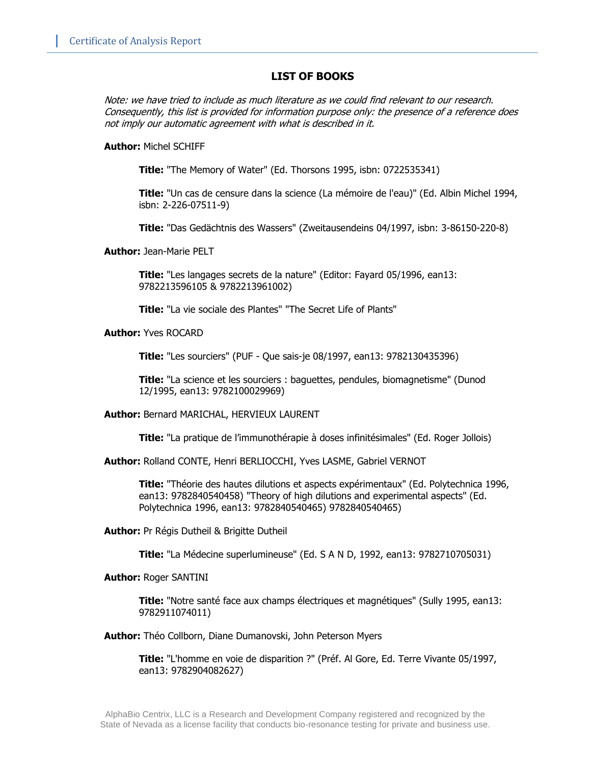## LIST OF BOOKS

*Note: we have tried to include as much literature as we could find relevant to our research. Consequently, this list is provided for information purpose only: the presence of a reference does not imply our automatic agreement with what is described in it.*

**Author:** Michel SCHIFF

> **Title:** "The Memory of Water" (Ed. Thorsons 1995, isbn: 0722535341)
>
> **Title:** "Un cas de censure dans la science (La mémoire de l'eau)" (Ed. Albin Michel 1994, isbn: 2-226-07511-9)
>
> **Title:** "Das Gedächtnis des Wassers" (Zweitausendeins 04/1997, isbn: 3-86150-220-8)

**Author:** Jean-Marie PELT

> **Title:** "Les langages secrets de la nature" (Editor: Fayard 05/1996, ean13: 9782213596105 & 9782213961002)
>
> **Title:** "La vie sociale des Plantes" "The Secret Life of Plants"

**Author:** Yves ROCARD

> **Title:** "Les sourciers" (PUF - Que sais-je 08/1997, ean13: 9782130435396)
>
> **Title:** "La science et les sourciers : baguettes, pendules, biomagnetisme" (Dunod 12/1995, ean13: 9782100029969)

**Author:** Bernard MARICHAL, HERVIEUX LAURENT

> **Title:** "La pratique de l'immunothérapie à doses infinitésimales" (Ed. Roger Jollois)

**Author:** Rolland CONTE, Henri BERLIOCCHI, Yves LASME, Gabriel VERNOT

> **Title:** "Théorie des hautes dilutions et aspects expérimentaux" (Ed. Polytechnica 1996, ean13: 9782840540458) "Theory of high dilutions and experimental aspects" (Ed. Polytechnica 1996, ean13: 9782840540465) 9782840540465)

**Author:** Pr Régis Dutheil & Brigitte Dutheil

> **Title:** "La Médecine superlumineuse" (Ed. S A N D, 1992, ean13: 9782710705031)

**Author:** Roger SANTINI

> **Title:** "Notre santé face aux champs électriques et magnétiques" (Sully 1995, ean13: 9782911074011)

**Author:** Théo Collborn, Diane Dumanovski, John Peterson Myers

> **Title:** "L'homme en voie de disparition ?" (Préf. Al Gore, Ed. Terre Vivante 05/1997, ean13: 9782904082627)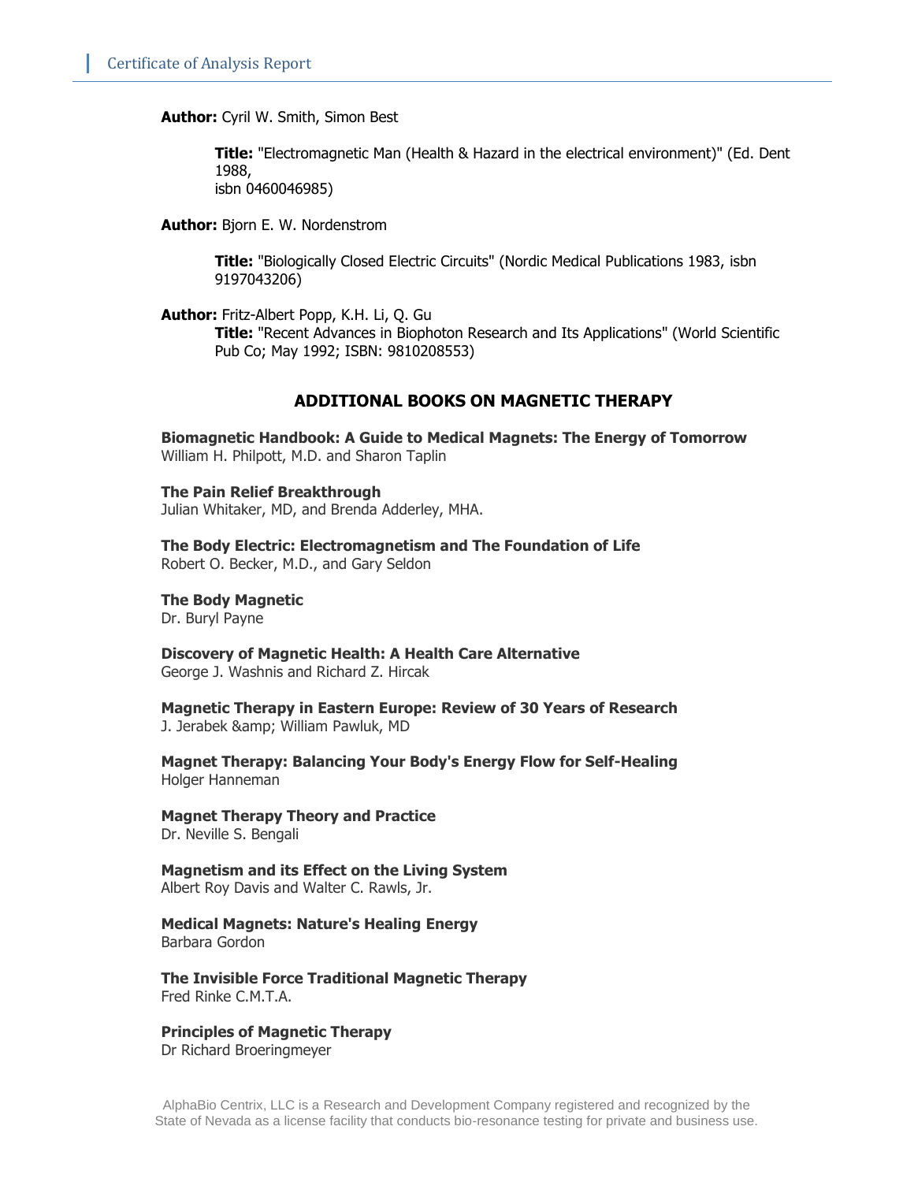**Author:** Cyril W. Smith, Simon Best

> **Title:** "Electromagnetic Man (Health & Hazard in the electrical environment)" (Ed. Dent 1988,
> isbn 0460046985)

**Author:** Bjorn E. W. Nordenstrom

> **Title:** "Biologically Closed Electric Circuits" (Nordic Medical Publications 1983, isbn 9197043206)

**Author:** Fritz-Albert Popp, K.H. Li, Q. Gu

> **Title:** "Recent Advances in Biophoton Research and Its Applications" (World Scientific Pub Co; May 1992; ISBN: 9810208553)

## ADDITIONAL BOOKS ON MAGNETIC THERAPY

**Biomagnetic Handbook: A Guide to Medical Magnets: The Energy of Tomorrow**
William H. Philpott, M.D. and Sharon Taplin

**The Pain Relief Breakthrough**
Julian Whitaker, MD, and Brenda Adderley, MHA.

**The Body Electric: Electromagnetism and The Foundation of Life**
Robert O. Becker, M.D., and Gary Seldon

**The Body Magnetic**
Dr. Buryl Payne

**Discovery of Magnetic Health: A Health Care Alternative**
George J. Washnis and Richard Z. Hircak

**Magnetic Therapy in Eastern Europe: Review of 30 Years of Research**
J. Jerabek &amp; William Pawluk, MD

**Magnet Therapy: Balancing Your Body's Energy Flow for Self-Healing**
Holger Hanneman

**Magnet Therapy Theory and Practice**
Dr. Neville S. Bengali

**Magnetism and its Effect on the Living System**
Albert Roy Davis and Walter C. Rawls, Jr.

**Medical Magnets: Nature's Healing Energy**
Barbara Gordon

**The Invisible Force Traditional Magnetic Therapy**
Fred Rinke C.M.T.A.

**Principles of Magnetic Therapy**
Dr Richard Broeringmeyer